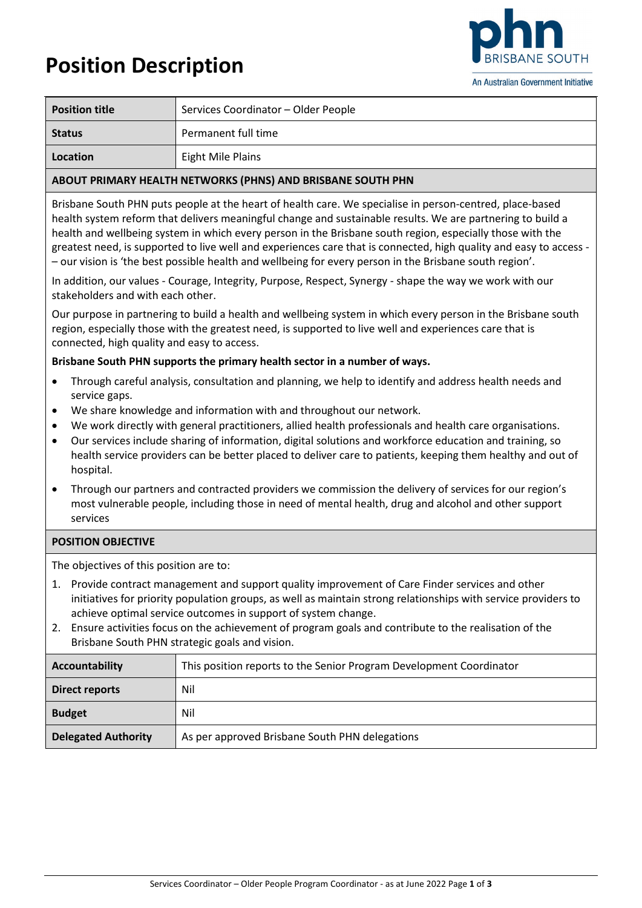# Position Description

| | |
|---|---|
| **Position title** | Services Coordinator – Older People |
| **Status** | Permanent full time |
| **Location** | Eight Mile Plains |

## ABOUT PRIMARY HEALTH NETWORKS (PHNS) AND BRISBANE SOUTH PHN

Brisbane South PHN puts people at the heart of health care. We specialise in person-centred, place-based health system reform that delivers meaningful change and sustainable results. We are partnering to build a health and wellbeing system in which every person in the Brisbane south region, especially those with the greatest need, is supported to live well and experiences care that is connected, high quality and easy to access -– our vision is 'the best possible health and wellbeing for every person in the Brisbane south region'.

In addition, our values - Courage, Integrity, Purpose, Respect, Synergy - shape the way we work with our stakeholders and with each other.

Our purpose in partnering to build a health and wellbeing system in which every person in the Brisbane south region, especially those with the greatest need, is supported to live well and experiences care that is connected, high quality and easy to access.

**Brisbane South PHN supports the primary health sector in a number of ways.**

- Through careful analysis, consultation and planning, we help to identify and address health needs and service gaps.
- We share knowledge and information with and throughout our network.
- We work directly with general practitioners, allied health professionals and health care organisations.
- Our services include sharing of information, digital solutions and workforce education and training, so health service providers can be better placed to deliver care to patients, keeping them healthy and out of hospital.
- Through our partners and contracted providers we commission the delivery of services for our region's most vulnerable people, including those in need of mental health, drug and alcohol and other support services

## POSITION OBJECTIVE

The objectives of this position are to:

1. Provide contract management and support quality improvement of Care Finder services and other initiatives for priority population groups, as well as maintain strong relationships with service providers to achieve optimal service outcomes in support of system change.
2. Ensure activities focus on the achievement of program goals and contribute to the realisation of the Brisbane South PHN strategic goals and vision.

| | |
|---|---|
| **Accountability** | This position reports to the Senior Program Development Coordinator |
| **Direct reports** | Nil |
| **Budget** | Nil |
| **Delegated Authority** | As per approved Brisbane South PHN delegations |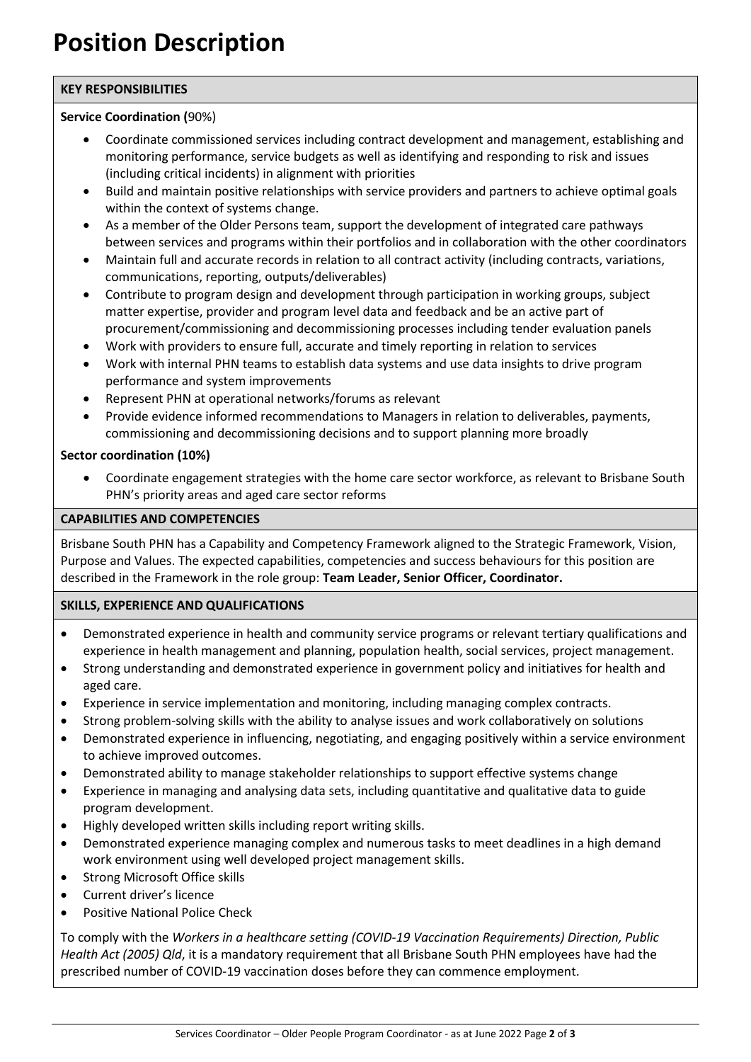# Position Description

## KEY RESPONSIBILITIES

**Service Coordination (**90%)

- Coordinate commissioned services including contract development and management, establishing and monitoring performance, service budgets as well as identifying and responding to risk and issues (including critical incidents) in alignment with priorities
- Build and maintain positive relationships with service providers and partners to achieve optimal goals within the context of systems change.
- As a member of the Older Persons team, support the development of integrated care pathways between services and programs within their portfolios and in collaboration with the other coordinators
- Maintain full and accurate records in relation to all contract activity (including contracts, variations, communications, reporting, outputs/deliverables)
- Contribute to program design and development through participation in working groups, subject matter expertise, provider and program level data and feedback and be an active part of procurement/commissioning and decommissioning processes including tender evaluation panels
- Work with providers to ensure full, accurate and timely reporting in relation to services
- Work with internal PHN teams to establish data systems and use data insights to drive program performance and system improvements
- Represent PHN at operational networks/forums as relevant
- Provide evidence informed recommendations to Managers in relation to deliverables, payments, commissioning and decommissioning decisions and to support planning more broadly

**Sector coordination (10%)**

- Coordinate engagement strategies with the home care sector workforce, as relevant to Brisbane South PHN's priority areas and aged care sector reforms

## CAPABILITIES AND COMPETENCIES

Brisbane South PHN has a Capability and Competency Framework aligned to the Strategic Framework, Vision, Purpose and Values. The expected capabilities, competencies and success behaviours for this position are described in the Framework in the role group: **Team Leader, Senior Officer, Coordinator.**

## SKILLS, EXPERIENCE AND QUALIFICATIONS

- Demonstrated experience in health and community service programs or relevant tertiary qualifications and experience in health management and planning, population health, social services, project management.
- Strong understanding and demonstrated experience in government policy and initiatives for health and aged care.
- Experience in service implementation and monitoring, including managing complex contracts.
- Strong problem-solving skills with the ability to analyse issues and work collaboratively on solutions
- Demonstrated experience in influencing, negotiating, and engaging positively within a service environment to achieve improved outcomes.
- Demonstrated ability to manage stakeholder relationships to support effective systems change
- Experience in managing and analysing data sets, including quantitative and qualitative data to guide program development.
- Highly developed written skills including report writing skills.
- Demonstrated experience managing complex and numerous tasks to meet deadlines in a high demand work environment using well developed project management skills.
- Strong Microsoft Office skills
- Current driver's licence
- Positive National Police Check

To comply with the *Workers in a healthcare setting (COVID-19 Vaccination Requirements) Direction, Public Health Act (2005) Qld*, it is a mandatory requirement that all Brisbane South PHN employees have had the prescribed number of COVID-19 vaccination doses before they can commence employment.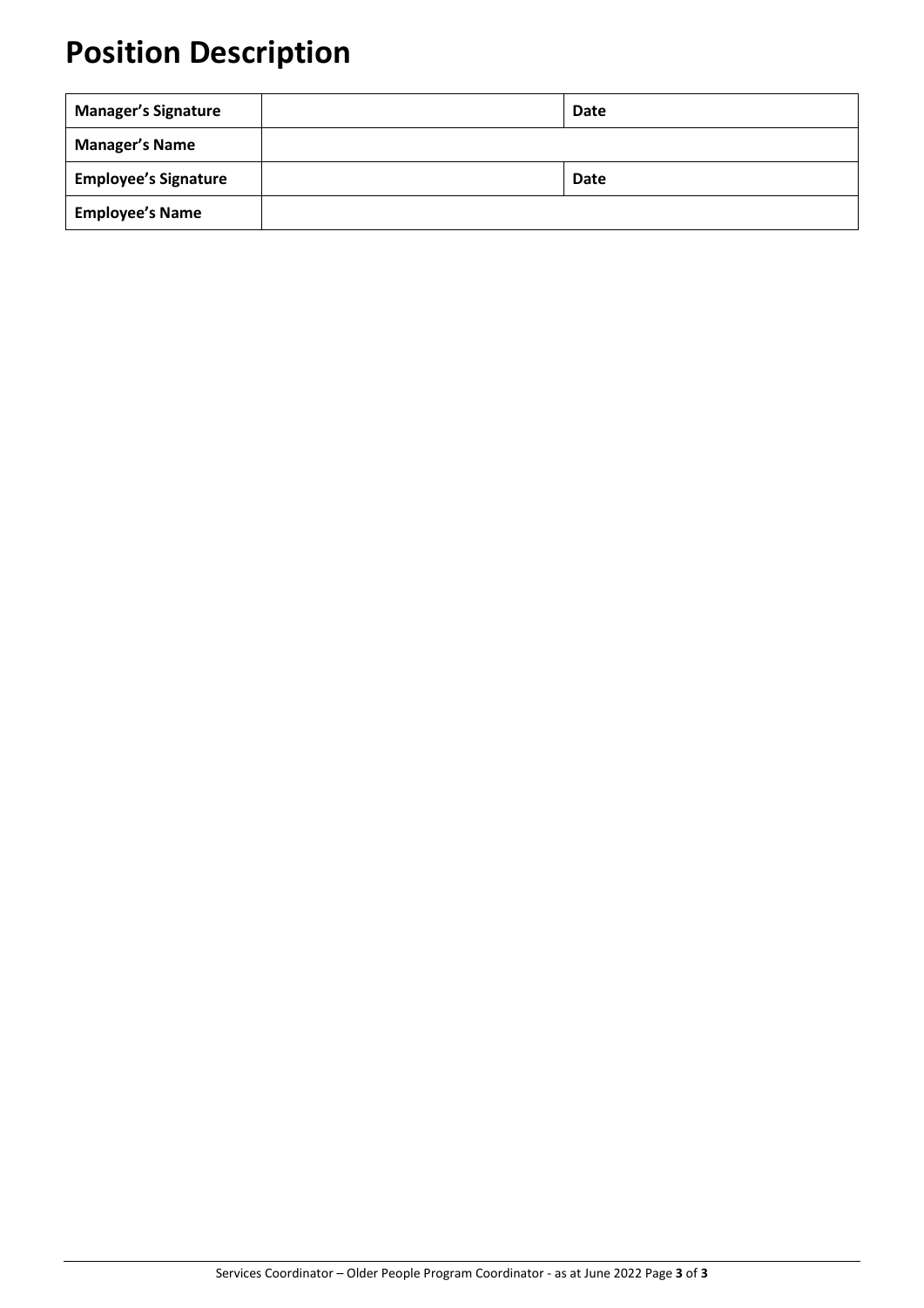# Position Description

| | | | |
|---|---|---|---|
| **Manager's Signature** | | **Date** | |
| **Manager's Name** | | | |
| **Employee's Signature** | | **Date** | |
| **Employee's Name** | | | |